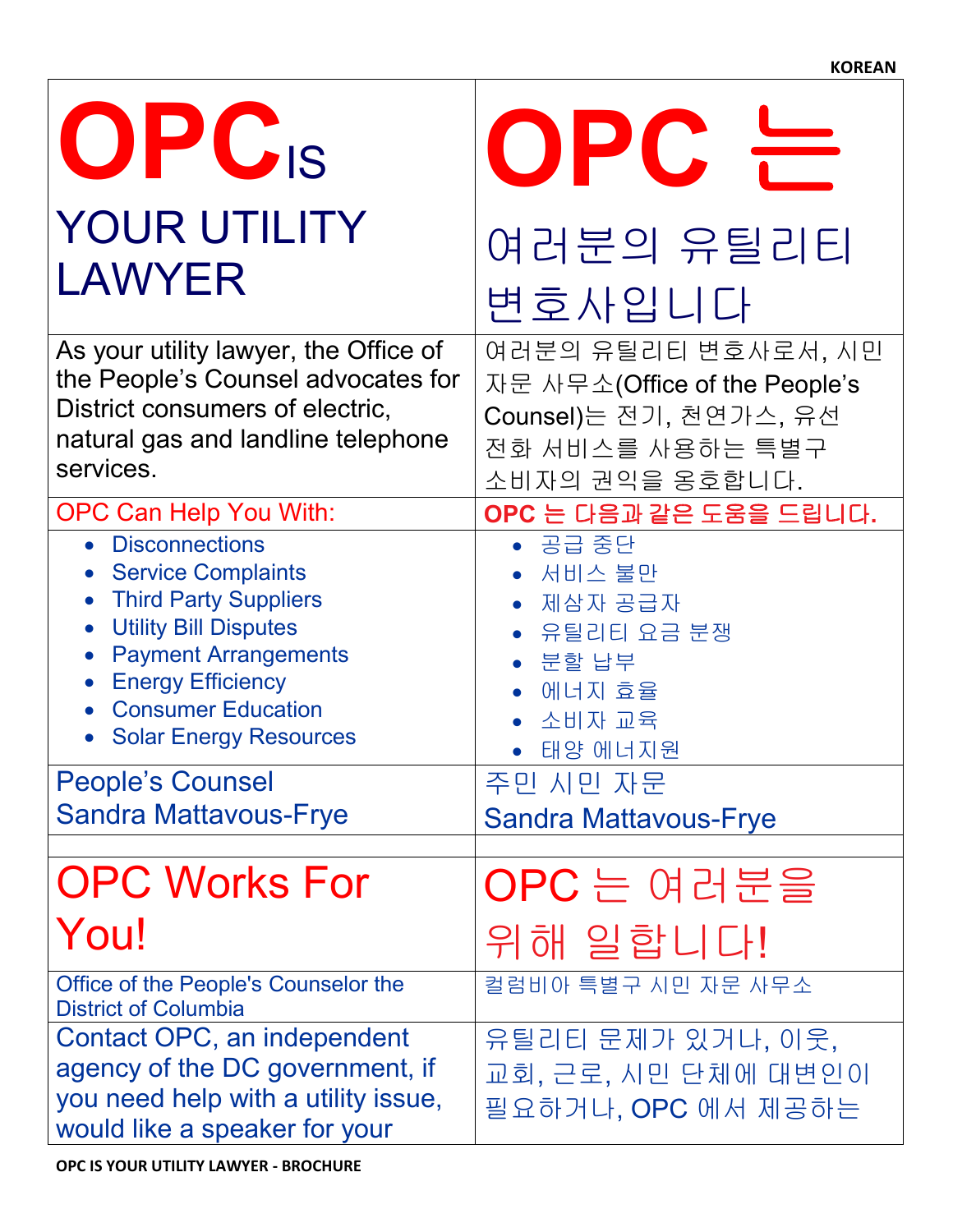| OPC IS YOUR UTILITY LAWYER | OPC 는 여러분의 유틸리티 변호사입니다 |
|---|---|
| As your utility lawyer, the Office of the People's Counsel advocates for District consumers of electric, natural gas and landline telephone services. | 여러분의 유틸리티 변호사로서, 시민 자문 사무소(Office of the People's Counsel)는 전기, 천연가스, 유선 전화 서비스를 사용하는 특별구 소비자의 권익을 옹호합니다. |
| OPC Can Help You With: | **OPC 는 다음과 같은 도움을 드립니다.** |
| • Disconnections<br>• Service Complaints<br>• Third Party Suppliers<br>• Utility Bill Disputes<br>• Payment Arrangements<br>• Energy Efficiency<br>• Consumer Education<br>• Solar Energy Resources | • 공급 중단<br>• 서비스 불만<br>• 제삼자 공급자<br>• 유틸리티 요금 분쟁<br>• 분할 납부<br>• 에너지 효율<br>• 소비자 교육<br>• 태양 에너지원 |
| People's Counsel<br>Sandra Mattavous-Frye | 주민 시민 자문<br>Sandra Mattavous-Frye |
| | |
| OPC Works For You! | OPC 는 여러분을 위해 일합니다! |
| Office of the People's Counselor the District of Columbia | 컬럼비아 특별구 시민 자문 사무소 |
| Contact OPC, an independent agency of the DC government, if you need help with a utility issue, would like a speaker for your | 유틸리티 문제가 있거나, 이웃, 교회, 근로, 시민 단체에 대변인이 필요하거나, OPC 에서 제공하는 |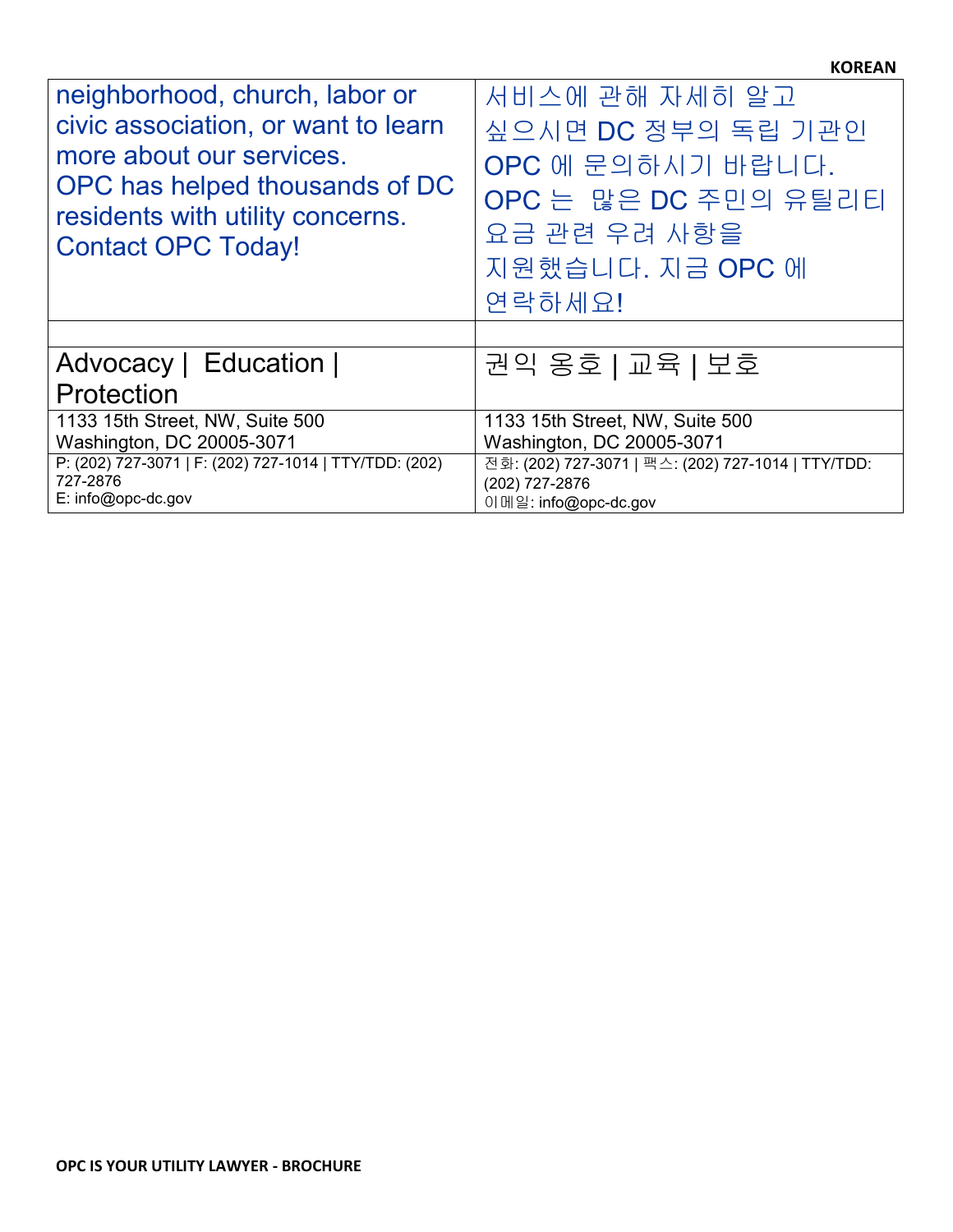| | |
|---|---|
| neighborhood, church, labor or civic association, or want to learn more about our services. OPC has helped thousands of DC residents with utility concerns. Contact OPC Today! | 서비스에 관해 자세히 알고 싶으시면 DC 정부의 독립 기관인 OPC 에 문의하시기 바랍니다. OPC 는 많은 DC 주민의 유틸리티 요금 관련 우려 사항을 지원했습니다. 지금 OPC 에 연락하세요! |
| | |
| Advocacy \| Education \| Protection | 권익 옹호 \| 교육 \| 보호 |
| 1133 15th Street, NW, Suite 500<br>Washington, DC 20005-3071 | 1133 15th Street, NW, Suite 500<br>Washington, DC 20005-3071 |
| P: (202) 727-3071 \| F: (202) 727-1014 \| TTY/TDD: (202) 727-2876<br>E: info@opc-dc.gov | 전화: (202) 727-3071 \| 팩스: (202) 727-1014 \| TTY/TDD: (202) 727-2876<br>이메일: info@opc-dc.gov |